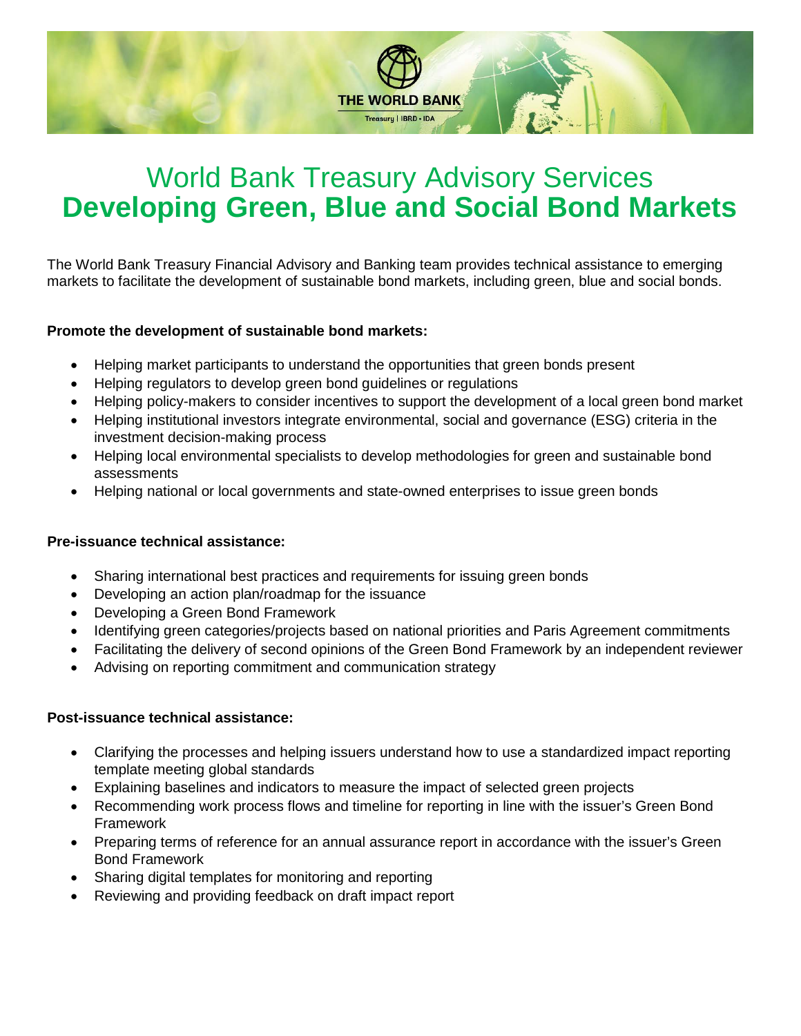# World Bank Treasury Advisory Services
# **Developing Green, Blue and Social Bond Markets**

The World Bank Treasury Financial Advisory and Banking team provides technical assistance to emerging markets to facilitate the development of sustainable bond markets, including green, blue and social bonds.

**Promote the development of sustainable bond markets:**

- Helping market participants to understand the opportunities that green bonds present
- Helping regulators to develop green bond guidelines or regulations
- Helping policy-makers to consider incentives to support the development of a local green bond market
- Helping institutional investors integrate environmental, social and governance (ESG) criteria in the investment decision-making process
- Helping local environmental specialists to develop methodologies for green and sustainable bond assessments
- Helping national or local governments and state-owned enterprises to issue green bonds

**Pre-issuance technical assistance:**

- Sharing international best practices and requirements for issuing green bonds
- Developing an action plan/roadmap for the issuance
- Developing a Green Bond Framework
- Identifying green categories/projects based on national priorities and Paris Agreement commitments
- Facilitating the delivery of second opinions of the Green Bond Framework by an independent reviewer
- Advising on reporting commitment and communication strategy

**Post-issuance technical assistance:**

- Clarifying the processes and helping issuers understand how to use a standardized impact reporting template meeting global standards
- Explaining baselines and indicators to measure the impact of selected green projects
- Recommending work process flows and timeline for reporting in line with the issuer's Green Bond Framework
- Preparing terms of reference for an annual assurance report in accordance with the issuer's Green Bond Framework
- Sharing digital templates for monitoring and reporting
- Reviewing and providing feedback on draft impact report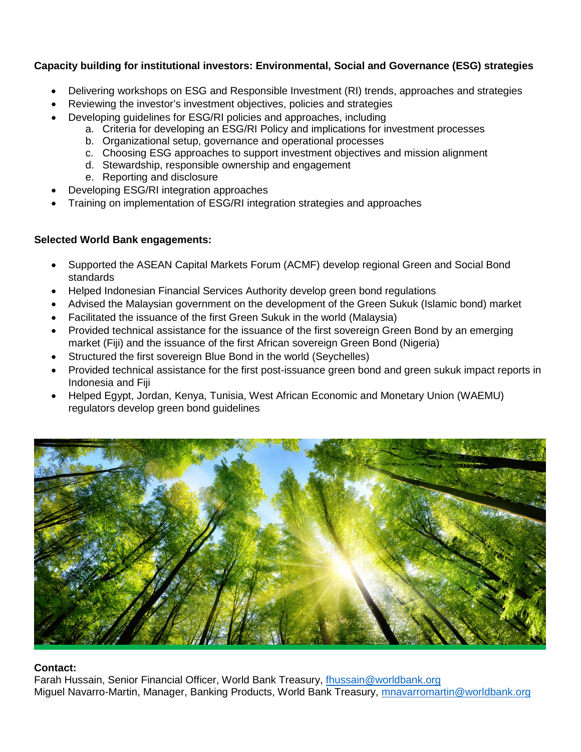**Capacity building for institutional investors: Environmental, Social and Governance (ESG) strategies**

- Delivering workshops on ESG and Responsible Investment (RI) trends, approaches and strategies
- Reviewing the investor's investment objectives, policies and strategies
- Developing guidelines for ESG/RI policies and approaches, including
    a. Criteria for developing an ESG/RI Policy and implications for investment processes
    b. Organizational setup, governance and operational processes
    c. Choosing ESG approaches to support investment objectives and mission alignment
    d. Stewardship, responsible ownership and engagement
    e. Reporting and disclosure
- Developing ESG/RI integration approaches
- Training on implementation of ESG/RI integration strategies and approaches

**Selected World Bank engagements:**

- Supported the ASEAN Capital Markets Forum (ACMF) develop regional Green and Social Bond standards
- Helped Indonesian Financial Services Authority develop green bond regulations
- Advised the Malaysian government on the development of the Green Sukuk (Islamic bond) market
- Facilitated the issuance of the first Green Sukuk in the world (Malaysia)
- Provided technical assistance for the issuance of the first sovereign Green Bond by an emerging market (Fiji) and the issuance of the first African sovereign Green Bond (Nigeria)
- Structured the first sovereign Blue Bond in the world (Seychelles)
- Provided technical assistance for the first post-issuance green bond and green sukuk impact reports in Indonesia and Fiji
- Helped Egypt, Jordan, Kenya, Tunisia, West African Economic and Monetary Union (WAEMU) regulators develop green bond guidelines

**Contact:**
Farah Hussain, Senior Financial Officer, World Bank Treasury, fhussain@worldbank.org
Miguel Navarro-Martin, Manager, Banking Products, World Bank Treasury, mnavarromartin@worldbank.org